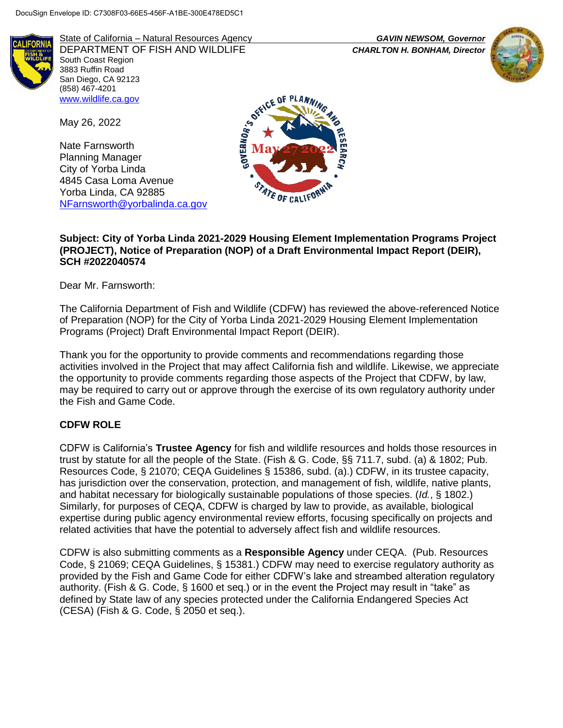DocuSign Envelope ID: C7308F03-66E5-456F-A1BE-300E478ED5C1

State of California – Natural Resources Agency
DEPARTMENT OF FISH AND WILDLIFE
South Coast Region
3883 Ruffin Road
San Diego, CA 92123
(858) 467-4201
www.wildlife.ca.gov

*GAVIN NEWSOM, Governor*
*CHARLTON H. BONHAM, Director*

GOVERNOR'S OFFICE OF PLANNING AND RESEARCH
May 27 2022
STATE OF CALIFORNIA

May 26, 2022

Nate Farnsworth
Planning Manager
City of Yorba Linda
4845 Casa Loma Avenue
Yorba Linda, CA 92885
NFarnsworth@yorbalinda.ca.gov

**Subject: City of Yorba Linda 2021-2029 Housing Element Implementation Programs Project (PROJECT), Notice of Preparation (NOP) of a Draft Environmental Impact Report (DEIR), SCH #2022040574**

Dear Mr. Farnsworth:

The California Department of Fish and Wildlife (CDFW) has reviewed the above-referenced Notice of Preparation (NOP) for the City of Yorba Linda 2021-2029 Housing Element Implementation Programs (Project) Draft Environmental Impact Report (DEIR).

Thank you for the opportunity to provide comments and recommendations regarding those activities involved in the Project that may affect California fish and wildlife. Likewise, we appreciate the opportunity to provide comments regarding those aspects of the Project that CDFW, by law, may be required to carry out or approve through the exercise of its own regulatory authority under the Fish and Game Code.

## CDFW ROLE

CDFW is California's **Trustee Agency** for fish and wildlife resources and holds those resources in trust by statute for all the people of the State. (Fish & G. Code, §§ 711.7, subd. (a) & 1802; Pub. Resources Code, § 21070; CEQA Guidelines § 15386, subd. (a).) CDFW, in its trustee capacity, has jurisdiction over the conservation, protection, and management of fish, wildlife, native plants, and habitat necessary for biologically sustainable populations of those species. (*Id.*, § 1802.) Similarly, for purposes of CEQA, CDFW is charged by law to provide, as available, biological expertise during public agency environmental review efforts, focusing specifically on projects and related activities that have the potential to adversely affect fish and wildlife resources.

CDFW is also submitting comments as a **Responsible Agency** under CEQA. (Pub. Resources Code, § 21069; CEQA Guidelines, § 15381.) CDFW may need to exercise regulatory authority as provided by the Fish and Game Code for either CDFW's lake and streambed alteration regulatory authority. (Fish & G. Code, § 1600 et seq.) or in the event the Project may result in "take" as defined by State law of any species protected under the California Endangered Species Act (CESA) (Fish & G. Code, § 2050 et seq.).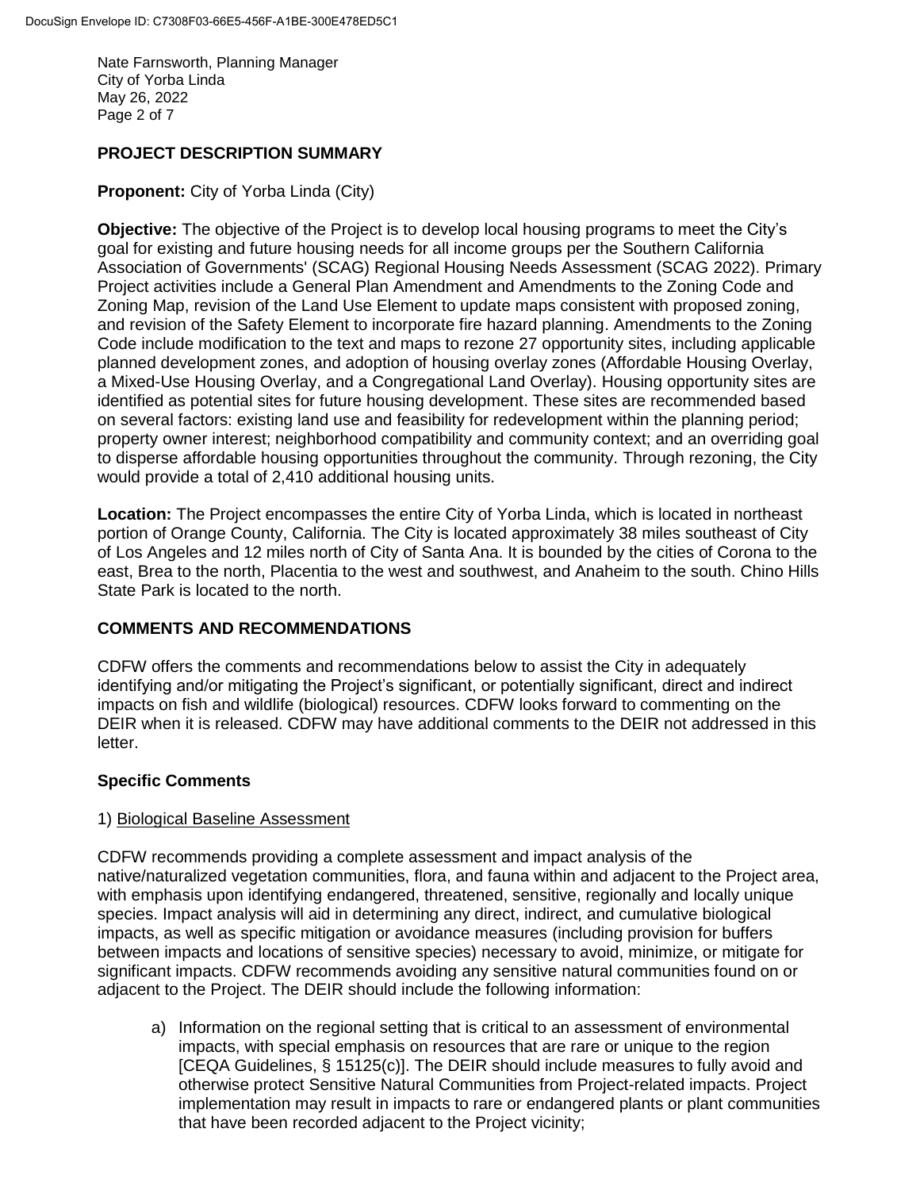## PROJECT DESCRIPTION SUMMARY

**Proponent:** City of Yorba Linda (City)

**Objective:** The objective of the Project is to develop local housing programs to meet the City's goal for existing and future housing needs for all income groups per the Southern California Association of Governments' (SCAG) Regional Housing Needs Assessment (SCAG 2022). Primary Project activities include a General Plan Amendment and Amendments to the Zoning Code and Zoning Map, revision of the Land Use Element to update maps consistent with proposed zoning, and revision of the Safety Element to incorporate fire hazard planning. Amendments to the Zoning Code include modification to the text and maps to rezone 27 opportunity sites, including applicable planned development zones, and adoption of housing overlay zones (Affordable Housing Overlay, a Mixed-Use Housing Overlay, and a Congregational Land Overlay). Housing opportunity sites are identified as potential sites for future housing development. These sites are recommended based on several factors: existing land use and feasibility for redevelopment within the planning period; property owner interest; neighborhood compatibility and community context; and an overriding goal to disperse affordable housing opportunities throughout the community. Through rezoning, the City would provide a total of 2,410 additional housing units.

**Location:** The Project encompasses the entire City of Yorba Linda, which is located in northeast portion of Orange County, California. The City is located approximately 38 miles southeast of City of Los Angeles and 12 miles north of City of Santa Ana. It is bounded by the cities of Corona to the east, Brea to the north, Placentia to the west and southwest, and Anaheim to the south. Chino Hills State Park is located to the north.

## COMMENTS AND RECOMMENDATIONS

CDFW offers the comments and recommendations below to assist the City in adequately identifying and/or mitigating the Project's significant, or potentially significant, direct and indirect impacts on fish and wildlife (biological) resources. CDFW looks forward to commenting on the DEIR when it is released. CDFW may have additional comments to the DEIR not addressed in this letter.

### Specific Comments

1) Biological Baseline Assessment

CDFW recommends providing a complete assessment and impact analysis of the native/naturalized vegetation communities, flora, and fauna within and adjacent to the Project area, with emphasis upon identifying endangered, threatened, sensitive, regionally and locally unique species. Impact analysis will aid in determining any direct, indirect, and cumulative biological impacts, as well as specific mitigation or avoidance measures (including provision for buffers between impacts and locations of sensitive species) necessary to avoid, minimize, or mitigate for significant impacts. CDFW recommends avoiding any sensitive natural communities found on or adjacent to the Project. The DEIR should include the following information:

a) Information on the regional setting that is critical to an assessment of environmental impacts, with special emphasis on resources that are rare or unique to the region [CEQA Guidelines, § 15125(c)]. The DEIR should include measures to fully avoid and otherwise protect Sensitive Natural Communities from Project-related impacts. Project implementation may result in impacts to rare or endangered plants or plant communities that have been recorded adjacent to the Project vicinity;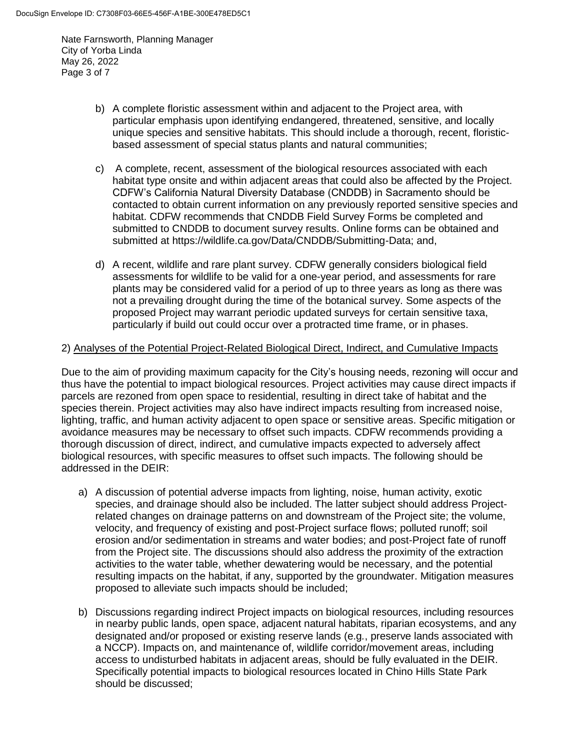b) A complete floristic assessment within and adjacent to the Project area, with particular emphasis upon identifying endangered, threatened, sensitive, and locally unique species and sensitive habitats. This should include a thorough, recent, floristic-based assessment of special status plants and natural communities;

c) A complete, recent, assessment of the biological resources associated with each habitat type onsite and within adjacent areas that could also be affected by the Project. CDFW's California Natural Diversity Database (CNDDB) in Sacramento should be contacted to obtain current information on any previously reported sensitive species and habitat. CDFW recommends that CNDDB Field Survey Forms be completed and submitted to CNDDB to document survey results. Online forms can be obtained and submitted at https://wildlife.ca.gov/Data/CNDDB/Submitting-Data; and,

d) A recent, wildlife and rare plant survey. CDFW generally considers biological field assessments for wildlife to be valid for a one-year period, and assessments for rare plants may be considered valid for a period of up to three years as long as there was not a prevailing drought during the time of the botanical survey. Some aspects of the proposed Project may warrant periodic updated surveys for certain sensitive taxa, particularly if build out could occur over a protracted time frame, or in phases.

2) Analyses of the Potential Project-Related Biological Direct, Indirect, and Cumulative Impacts

Due to the aim of providing maximum capacity for the City's housing needs, rezoning will occur and thus have the potential to impact biological resources. Project activities may cause direct impacts if parcels are rezoned from open space to residential, resulting in direct take of habitat and the species therein. Project activities may also have indirect impacts resulting from increased noise, lighting, traffic, and human activity adjacent to open space or sensitive areas. Specific mitigation or avoidance measures may be necessary to offset such impacts. CDFW recommends providing a thorough discussion of direct, indirect, and cumulative impacts expected to adversely affect biological resources, with specific measures to offset such impacts. The following should be addressed in the DEIR:

a) A discussion of potential adverse impacts from lighting, noise, human activity, exotic species, and drainage should also be included. The latter subject should address Project-related changes on drainage patterns on and downstream of the Project site; the volume, velocity, and frequency of existing and post-Project surface flows; polluted runoff; soil erosion and/or sedimentation in streams and water bodies; and post-Project fate of runoff from the Project site. The discussions should also address the proximity of the extraction activities to the water table, whether dewatering would be necessary, and the potential resulting impacts on the habitat, if any, supported by the groundwater. Mitigation measures proposed to alleviate such impacts should be included;

b) Discussions regarding indirect Project impacts on biological resources, including resources in nearby public lands, open space, adjacent natural habitats, riparian ecosystems, and any designated and/or proposed or existing reserve lands (e.g., preserve lands associated with a NCCP). Impacts on, and maintenance of, wildlife corridor/movement areas, including access to undisturbed habitats in adjacent areas, should be fully evaluated in the DEIR. Specifically potential impacts to biological resources located in Chino Hills State Park should be discussed;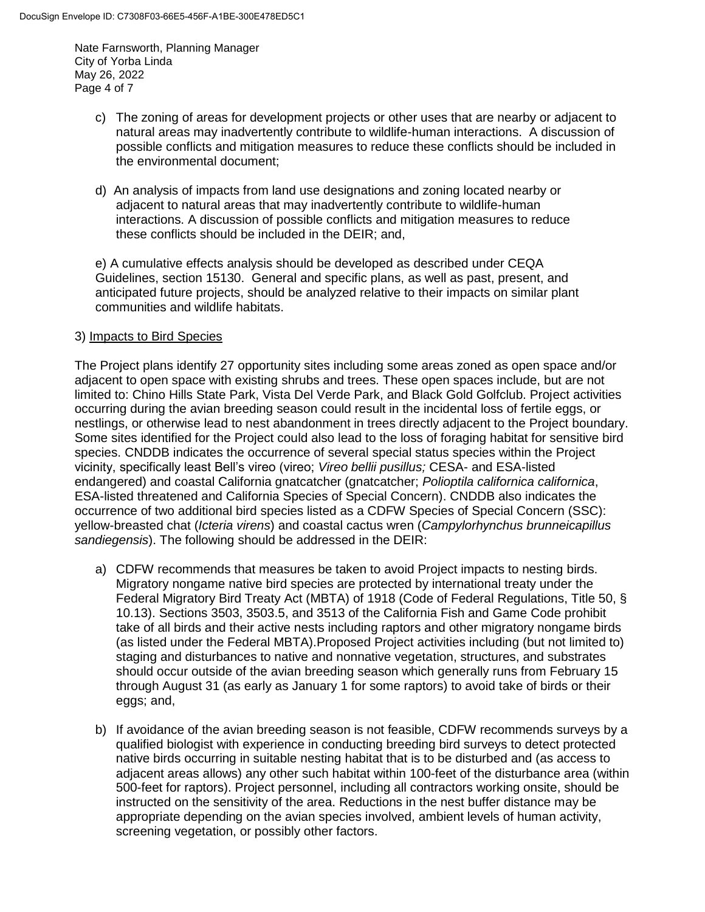c) The zoning of areas for development projects or other uses that are nearby or adjacent to natural areas may inadvertently contribute to wildlife-human interactions. A discussion of possible conflicts and mitigation measures to reduce these conflicts should be included in the environmental document;

d) An analysis of impacts from land use designations and zoning located nearby or adjacent to natural areas that may inadvertently contribute to wildlife-human interactions. A discussion of possible conflicts and mitigation measures to reduce these conflicts should be included in the DEIR; and,

e) A cumulative effects analysis should be developed as described under CEQA Guidelines, section 15130. General and specific plans, as well as past, present, and anticipated future projects, should be analyzed relative to their impacts on similar plant communities and wildlife habitats.

3) Impacts to Bird Species

The Project plans identify 27 opportunity sites including some areas zoned as open space and/or adjacent to open space with existing shrubs and trees. These open spaces include, but are not limited to: Chino Hills State Park, Vista Del Verde Park, and Black Gold Golfclub. Project activities occurring during the avian breeding season could result in the incidental loss of fertile eggs, or nestlings, or otherwise lead to nest abandonment in trees directly adjacent to the Project boundary. Some sites identified for the Project could also lead to the loss of foraging habitat for sensitive bird species. CNDDB indicates the occurrence of several special status species within the Project vicinity, specifically least Bell's vireo (vireo; *Vireo bellii pusillus;* CESA- and ESA-listed endangered) and coastal California gnatcatcher (gnatcatcher; *Polioptila californica californica*, ESA-listed threatened and California Species of Special Concern). CNDDB also indicates the occurrence of two additional bird species listed as a CDFW Species of Special Concern (SSC): yellow-breasted chat (*Icteria virens*) and coastal cactus wren (*Campylorhynchus brunneicapillus sandiegensis*). The following should be addressed in the DEIR:

a) CDFW recommends that measures be taken to avoid Project impacts to nesting birds. Migratory nongame native bird species are protected by international treaty under the Federal Migratory Bird Treaty Act (MBTA) of 1918 (Code of Federal Regulations, Title 50, § 10.13). Sections 3503, 3503.5, and 3513 of the California Fish and Game Code prohibit take of all birds and their active nests including raptors and other migratory nongame birds (as listed under the Federal MBTA).Proposed Project activities including (but not limited to) staging and disturbances to native and nonnative vegetation, structures, and substrates should occur outside of the avian breeding season which generally runs from February 15 through August 31 (as early as January 1 for some raptors) to avoid take of birds or their eggs; and,

b) If avoidance of the avian breeding season is not feasible, CDFW recommends surveys by a qualified biologist with experience in conducting breeding bird surveys to detect protected native birds occurring in suitable nesting habitat that is to be disturbed and (as access to adjacent areas allows) any other such habitat within 100-feet of the disturbance area (within 500-feet for raptors). Project personnel, including all contractors working onsite, should be instructed on the sensitivity of the area. Reductions in the nest buffer distance may be appropriate depending on the avian species involved, ambient levels of human activity, screening vegetation, or possibly other factors.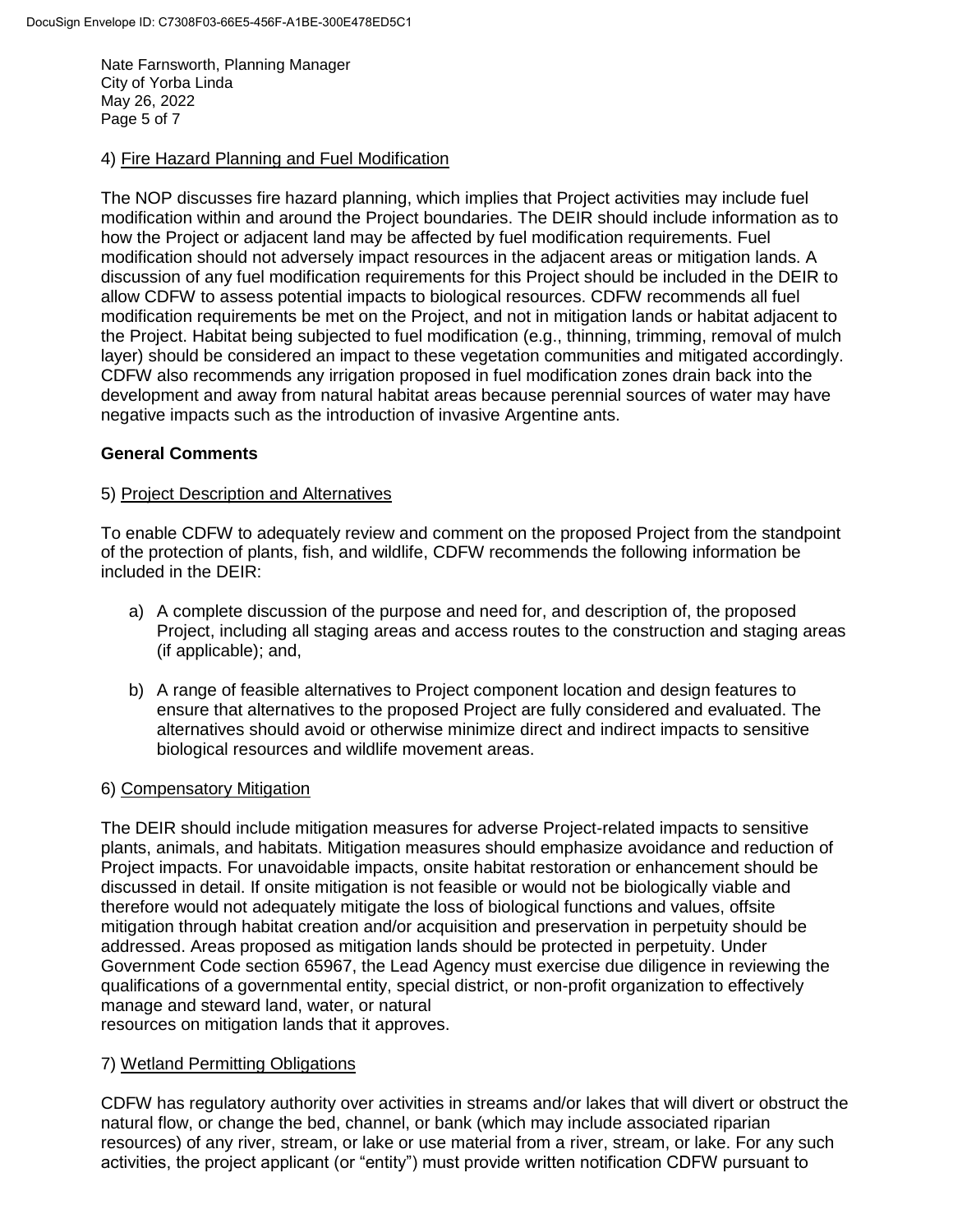4) Fire Hazard Planning and Fuel Modification

The NOP discusses fire hazard planning, which implies that Project activities may include fuel modification within and around the Project boundaries. The DEIR should include information as to how the Project or adjacent land may be affected by fuel modification requirements. Fuel modification should not adversely impact resources in the adjacent areas or mitigation lands. A discussion of any fuel modification requirements for this Project should be included in the DEIR to allow CDFW to assess potential impacts to biological resources. CDFW recommends all fuel modification requirements be met on the Project, and not in mitigation lands or habitat adjacent to the Project. Habitat being subjected to fuel modification (e.g., thinning, trimming, removal of mulch layer) should be considered an impact to these vegetation communities and mitigated accordingly. CDFW also recommends any irrigation proposed in fuel modification zones drain back into the development and away from natural habitat areas because perennial sources of water may have negative impacts such as the introduction of invasive Argentine ants.

**General Comments**

5) Project Description and Alternatives

To enable CDFW to adequately review and comment on the proposed Project from the standpoint of the protection of plants, fish, and wildlife, CDFW recommends the following information be included in the DEIR:

a) A complete discussion of the purpose and need for, and description of, the proposed Project, including all staging areas and access routes to the construction and staging areas (if applicable); and,

b) A range of feasible alternatives to Project component location and design features to ensure that alternatives to the proposed Project are fully considered and evaluated. The alternatives should avoid or otherwise minimize direct and indirect impacts to sensitive biological resources and wildlife movement areas.

6) Compensatory Mitigation

The DEIR should include mitigation measures for adverse Project-related impacts to sensitive plants, animals, and habitats. Mitigation measures should emphasize avoidance and reduction of Project impacts. For unavoidable impacts, onsite habitat restoration or enhancement should be discussed in detail. If onsite mitigation is not feasible or would not be biologically viable and therefore would not adequately mitigate the loss of biological functions and values, offsite mitigation through habitat creation and/or acquisition and preservation in perpetuity should be addressed. Areas proposed as mitigation lands should be protected in perpetuity. Under Government Code section 65967, the Lead Agency must exercise due diligence in reviewing the qualifications of a governmental entity, special district, or non-profit organization to effectively manage and steward land, water, or natural resources on mitigation lands that it approves.

7) Wetland Permitting Obligations

CDFW has regulatory authority over activities in streams and/or lakes that will divert or obstruct the natural flow, or change the bed, channel, or bank (which may include associated riparian resources) of any river, stream, or lake or use material from a river, stream, or lake. For any such activities, the project applicant (or "entity") must provide written notification CDFW pursuant to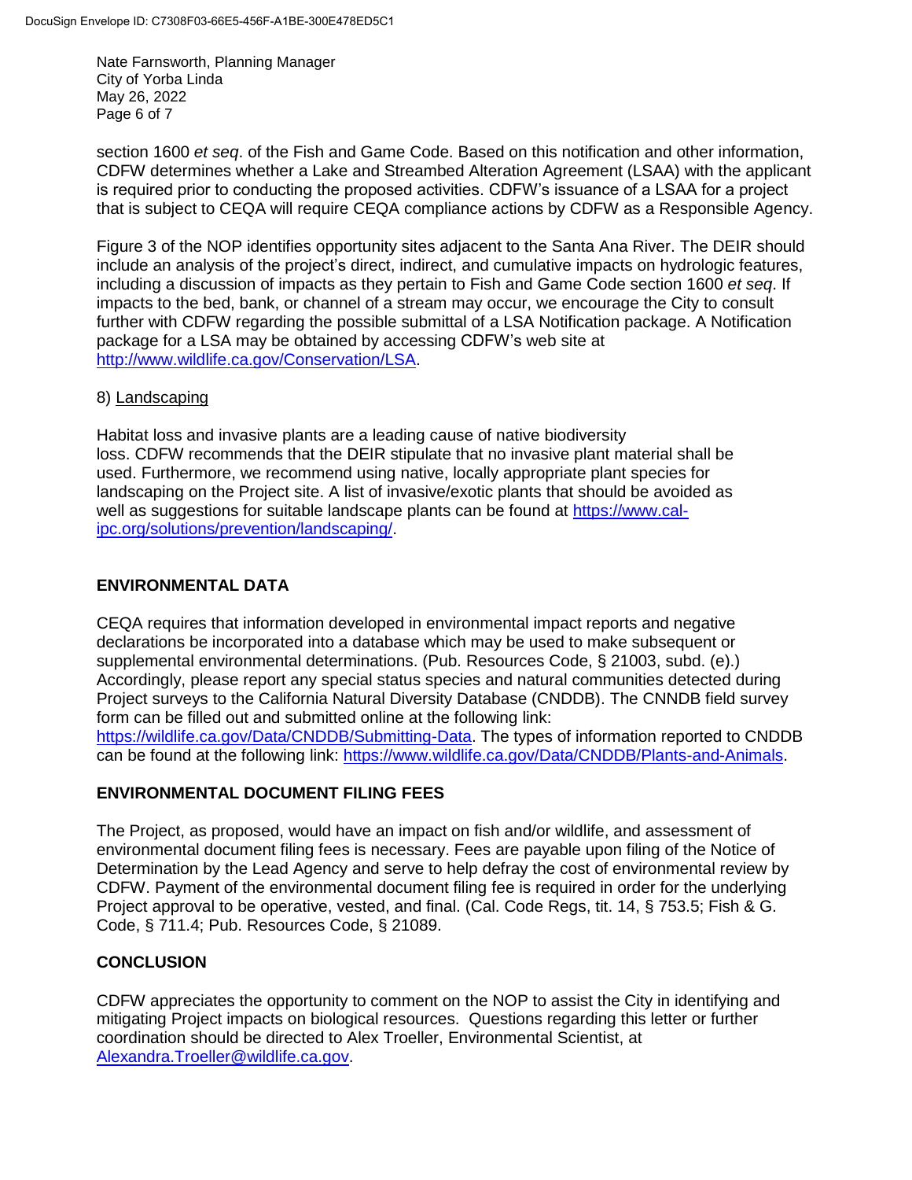section 1600 *et seq*. of the Fish and Game Code. Based on this notification and other information, CDFW determines whether a Lake and Streambed Alteration Agreement (LSAA) with the applicant is required prior to conducting the proposed activities. CDFW's issuance of a LSAA for a project that is subject to CEQA will require CEQA compliance actions by CDFW as a Responsible Agency.

Figure 3 of the NOP identifies opportunity sites adjacent to the Santa Ana River. The DEIR should include an analysis of the project's direct, indirect, and cumulative impacts on hydrologic features, including a discussion of impacts as they pertain to Fish and Game Code section 1600 *et seq*. If impacts to the bed, bank, or channel of a stream may occur, we encourage the City to consult further with CDFW regarding the possible submittal of a LSA Notification package. A Notification package for a LSA may be obtained by accessing CDFW's web site at http://www.wildlife.ca.gov/Conservation/LSA.

8) Landscaping

Habitat loss and invasive plants are a leading cause of native biodiversity loss. CDFW recommends that the DEIR stipulate that no invasive plant material shall be used. Furthermore, we recommend using native, locally appropriate plant species for landscaping on the Project site. A list of invasive/exotic plants that should be avoided as well as suggestions for suitable landscape plants can be found at https://www.cal-ipc.org/solutions/prevention/landscaping/.

## ENVIRONMENTAL DATA

CEQA requires that information developed in environmental impact reports and negative declarations be incorporated into a database which may be used to make subsequent or supplemental environmental determinations. (Pub. Resources Code, § 21003, subd. (e).) Accordingly, please report any special status species and natural communities detected during Project surveys to the California Natural Diversity Database (CNDDB). The CNNDB field survey form can be filled out and submitted online at the following link: https://wildlife.ca.gov/Data/CNDDB/Submitting-Data. The types of information reported to CNDDB can be found at the following link: https://www.wildlife.ca.gov/Data/CNDDB/Plants-and-Animals.

## ENVIRONMENTAL DOCUMENT FILING FEES

The Project, as proposed, would have an impact on fish and/or wildlife, and assessment of environmental document filing fees is necessary. Fees are payable upon filing of the Notice of Determination by the Lead Agency and serve to help defray the cost of environmental review by CDFW. Payment of the environmental document filing fee is required in order for the underlying Project approval to be operative, vested, and final. (Cal. Code Regs, tit. 14, § 753.5; Fish & G. Code, § 711.4; Pub. Resources Code, § 21089.

## CONCLUSION

CDFW appreciates the opportunity to comment on the NOP to assist the City in identifying and mitigating Project impacts on biological resources. Questions regarding this letter or further coordination should be directed to Alex Troeller, Environmental Scientist, at Alexandra.Troeller@wildlife.ca.gov.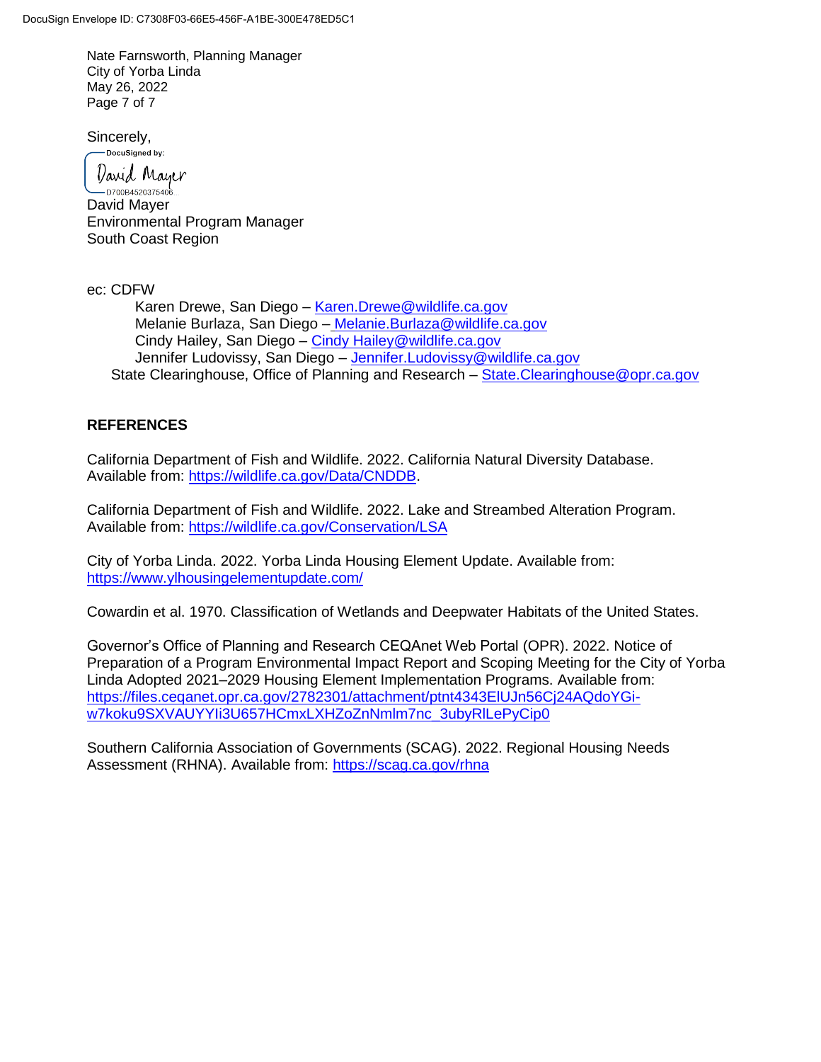Nate Farnsworth, Planning Manager
City of Yorba Linda
May 26, 2022

Sincerely,

DocuSigned by:
David Mayer
D700B4520375406

David Mayer
Environmental Program Manager
South Coast Region

ec: CDFW

Karen Drewe, San Diego – Karen.Drewe@wildlife.ca.gov
Melanie Burlaza, San Diego – Melanie.Burlaza@wildlife.ca.gov
Cindy Hailey, San Diego – Cindy Hailey@wildlife.ca.gov
Jennifer Ludovissy, San Diego – Jennifer.Ludovissy@wildlife.ca.gov

State Clearinghouse, Office of Planning and Research – State.Clearinghouse@opr.ca.gov

## REFERENCES

California Department of Fish and Wildlife. 2022. California Natural Diversity Database. Available from: https://wildlife.ca.gov/Data/CNDDB.

California Department of Fish and Wildlife. 2022. Lake and Streambed Alteration Program. Available from: https://wildlife.ca.gov/Conservation/LSA

City of Yorba Linda. 2022. Yorba Linda Housing Element Update. Available from: https://www.ylhousingelementupdate.com/

Cowardin et al. 1970. Classification of Wetlands and Deepwater Habitats of the United States.

Governor's Office of Planning and Research CEQAnet Web Portal (OPR). 2022. Notice of Preparation of a Program Environmental Impact Report and Scoping Meeting for the City of Yorba Linda Adopted 2021–2029 Housing Element Implementation Programs. Available from: https://files.ceqanet.opr.ca.gov/2782301/attachment/ptnt4343ElUJn56Cj24AQdoYGi-w7koku9SXVAUYYIi3U657HCmxLXHZoZnNmlm7nc_3ubyRlLePyCip0

Southern California Association of Governments (SCAG). 2022. Regional Housing Needs Assessment (RHNA). Available from: https://scag.ca.gov/rhna